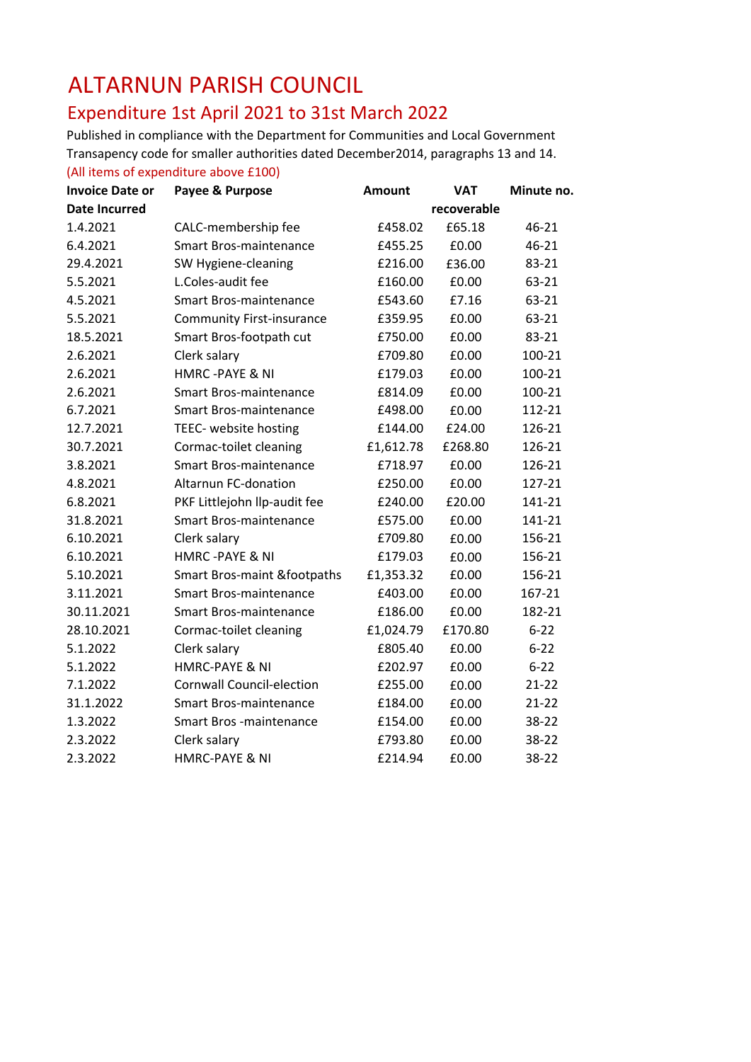# ALTARNUN PARISH COUNCIL

## Expenditure 1st April 2021 to 31st March 2022

Published in compliance with the Department for Communities and Local Government Transapency code for smaller authorities dated December2014, paragraphs 13 and 14.

(All items of expenditure above £100)

| Invoice Date or Date Incurred | Payee & Purpose | Amount | VAT recoverable | Minute no. |
|---|---|---|---|---|
| 1.4.2021 | CALC-membership fee | £458.02 | £65.18 | 46-21 |
| 6.4.2021 | Smart Bros-maintenance | £455.25 | £0.00 | 46-21 |
| 29.4.2021 | SW Hygiene-cleaning | £216.00 | £36.00 | 83-21 |
| 5.5.2021 | L.Coles-audit fee | £160.00 | £0.00 | 63-21 |
| 4.5.2021 | Smart Bros-maintenance | £543.60 | £7.16 | 63-21 |
| 5.5.2021 | Community First-insurance | £359.95 | £0.00 | 63-21 |
| 18.5.2021 | Smart Bros-footpath cut | £750.00 | £0.00 | 83-21 |
| 2.6.2021 | Clerk salary | £709.80 | £0.00 | 100-21 |
| 2.6.2021 | HMRC -PAYE & NI | £179.03 | £0.00 | 100-21 |
| 2.6.2021 | Smart Bros-maintenance | £814.09 | £0.00 | 100-21 |
| 6.7.2021 | Smart Bros-maintenance | £498.00 | £0.00 | 112-21 |
| 12.7.2021 | TEEC- website hosting | £144.00 | £24.00 | 126-21 |
| 30.7.2021 | Cormac-toilet cleaning | £1,612.78 | £268.80 | 126-21 |
| 3.8.2021 | Smart Bros-maintenance | £718.97 | £0.00 | 126-21 |
| 4.8.2021 | Altarnun FC-donation | £250.00 | £0.00 | 127-21 |
| 6.8.2021 | PKF Littlejohn llp-audit fee | £240.00 | £20.00 | 141-21 |
| 31.8.2021 | Smart Bros-maintenance | £575.00 | £0.00 | 141-21 |
| 6.10.2021 | Clerk salary | £709.80 | £0.00 | 156-21 |
| 6.10.2021 | HMRC -PAYE & NI | £179.03 | £0.00 | 156-21 |
| 5.10.2021 | Smart Bros-maint &footpaths | £1,353.32 | £0.00 | 156-21 |
| 3.11.2021 | Smart Bros-maintenance | £403.00 | £0.00 | 167-21 |
| 30.11.2021 | Smart Bros-maintenance | £186.00 | £0.00 | 182-21 |
| 28.10.2021 | Cormac-toilet cleaning | £1,024.79 | £170.80 | 6-22 |
| 5.1.2022 | Clerk salary | £805.40 | £0.00 | 6-22 |
| 5.1.2022 | HMRC-PAYE & NI | £202.97 | £0.00 | 6-22 |
| 7.1.2022 | Cornwall Council-election | £255.00 | £0.00 | 21-22 |
| 31.1.2022 | Smart Bros-maintenance | £184.00 | £0.00 | 21-22 |
| 1.3.2022 | Smart Bros -maintenance | £154.00 | £0.00 | 38-22 |
| 2.3.2022 | Clerk salary | £793.80 | £0.00 | 38-22 |
| 2.3.2022 | HMRC-PAYE & NI | £214.94 | £0.00 | 38-22 |